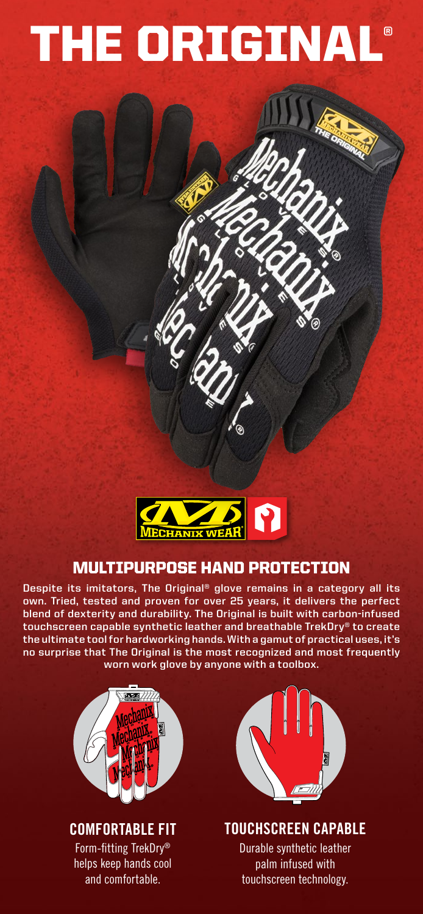# THE ORIGINAL®

## MULTIPURPOSE HAND PROTECTION

Despite its imitators, The Original® glove remains in a category all its own. Tried, tested and proven for over 25 years, it delivers the perfect blend of dexterity and durability. The Original is built with carbon-infused touchscreen capable synthetic leather and breathable TrekDry® to create the ultimate tool for hardworking hands. With a gamut of practical uses, it's no surprise that The Original is the most recognized and most frequently worn work glove by anyone with a toolbox.

### COMFORTABLE FIT

Form-fitting TrekDry® helps keep hands cool and comfortable.

### TOUCHSCREEN CAPABLE

Durable synthetic leather palm infused with touchscreen technology.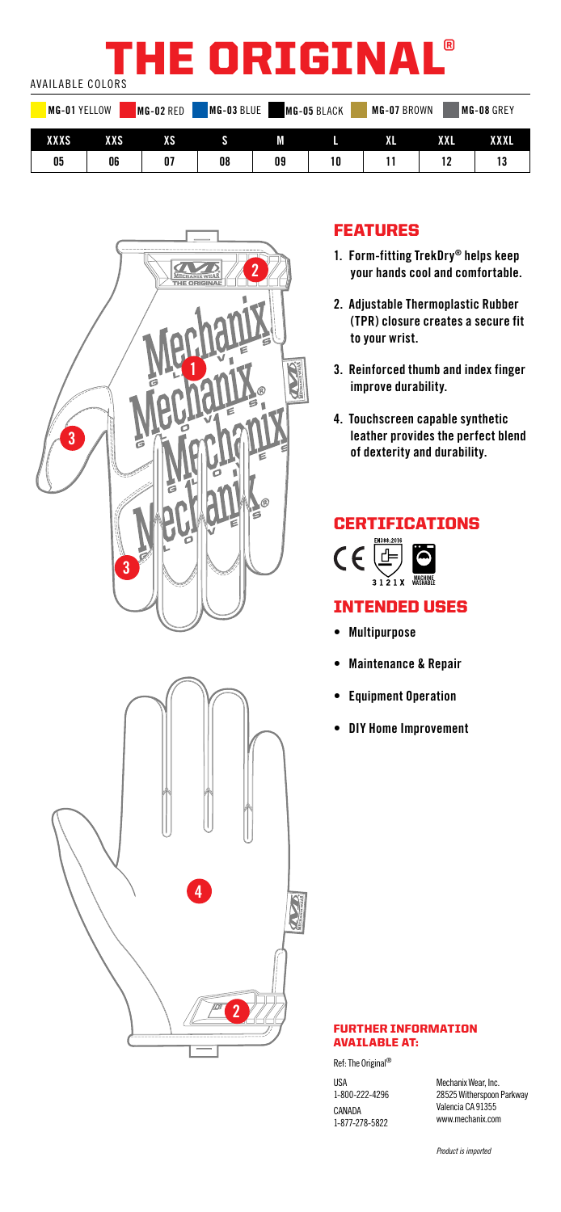# THE ORIGINAL®

AVAILABLE COLORS

**MG-01** YELLOW **MG-02** RED **MG-03** BLUE **MG-05** BLACK **MG-07** BROWN **MG-08** GREY

| XXXS | XXS | XS | S | M | L | XL | XXL | XXXL |
|---|---|---|---|---|---|---|---|---|
| 05 | 06 | 07 | 08 | 09 | 10 | 11 | 12 | 13 |

## FEATURES

1. Form-fitting TrekDry® helps keep your hands cool and comfortable.
2. Adjustable Thermoplastic Rubber (TPR) closure creates a secure fit to your wrist.
3. Reinforced thumb and index finger improve durability.
4. Touchscreen capable synthetic leather provides the perfect blend of dexterity and durability.

## CERTIFICATIONS

CE EN388:2016 3121X MACHINE WASHABLE

## INTENDED USES

- Multipurpose
- Maintenance & Repair
- Equipment Operation
- DIY Home Improvement

### FURTHER INFORMATION AVAILABLE AT:

Ref: The Original®

USA
1-800-222-4296

CANADA
1-877-278-5822

Mechanix Wear, Inc.
28525 Witherspoon Parkway
Valencia CA 91355
www.mechanix.com

*Product is imported*